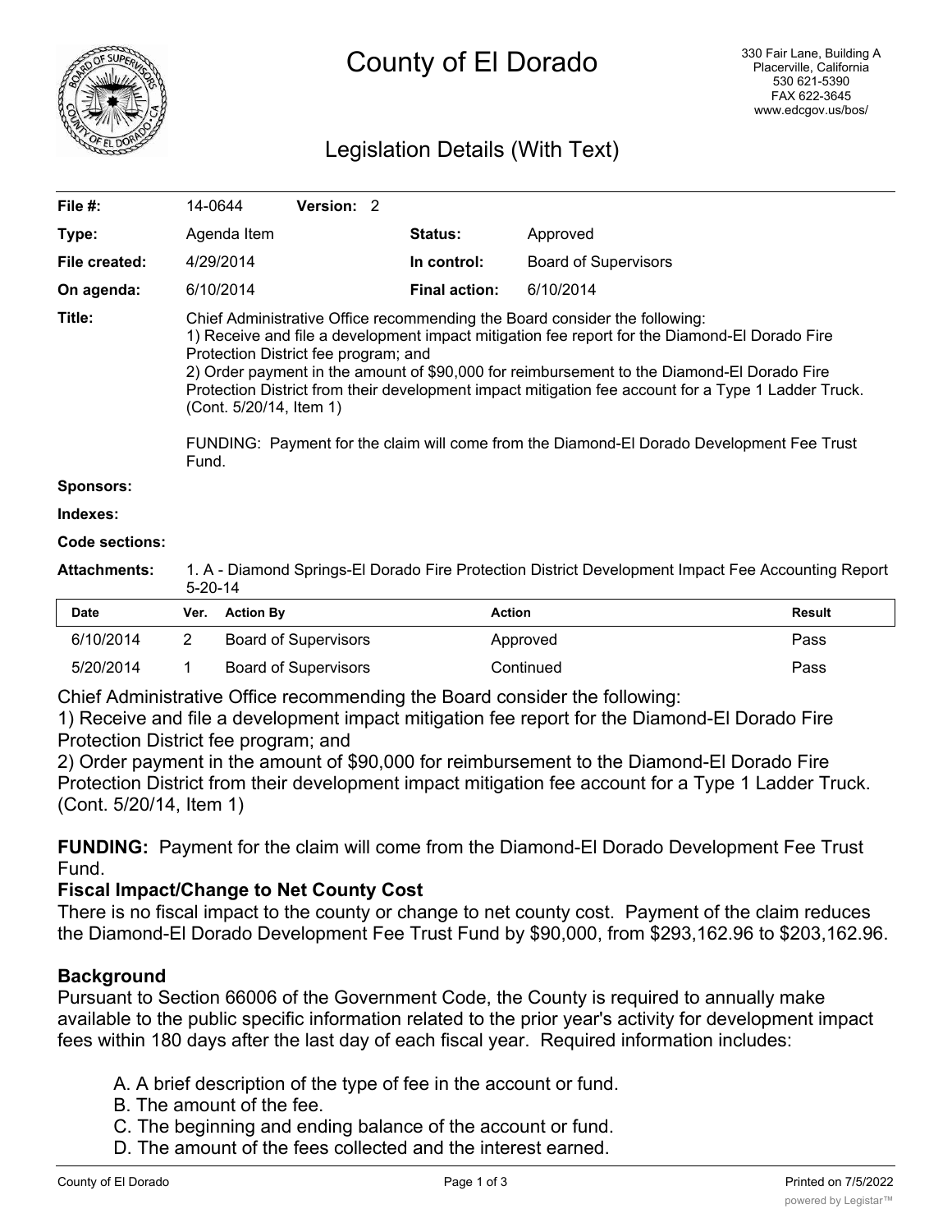# County of El Dorado

330 Fair Lane, Building A
Placerville, California
530 621-5390
FAX 622-3645
www.edcgov.us/bos/

## Legislation Details (With Text)

| | | | |
|---|---|---|---|
| **File #:** | 14-0644 **Version:** 2 | | |
| **Type:** | Agenda Item | **Status:** | Approved |
| **File created:** | 4/29/2014 | **In control:** | Board of Supervisors |
| **On agenda:** | 6/10/2014 | **Final action:** | 6/10/2014 |

**Title:** Chief Administrative Office recommending the Board consider the following:
1) Receive and file a development impact mitigation fee report for the Diamond-El Dorado Fire Protection District fee program; and
2) Order payment in the amount of $90,000 for reimbursement to the Diamond-El Dorado Fire Protection District from their development impact mitigation fee account for a Type 1 Ladder Truck. (Cont. 5/20/14, Item 1)

FUNDING: Payment for the claim will come from the Diamond-El Dorado Development Fee Trust Fund.

**Sponsors:**

**Indexes:**

**Code sections:**

**Attachments:** 1. A - Diamond Springs-El Dorado Fire Protection District Development Impact Fee Accounting Report 5-20-14

| Date | Ver. | Action By | Action | Result |
|---|---|---|---|---|
| 6/10/2014 | 2 | Board of Supervisors | Approved | Pass |
| 5/20/2014 | 1 | Board of Supervisors | Continued | Pass |

Chief Administrative Office recommending the Board consider the following:
1) Receive and file a development impact mitigation fee report for the Diamond-El Dorado Fire Protection District fee program; and
2) Order payment in the amount of $90,000 for reimbursement to the Diamond-El Dorado Fire Protection District from their development impact mitigation fee account for a Type 1 Ladder Truck. (Cont. 5/20/14, Item 1)

**FUNDING:** Payment for the claim will come from the Diamond-El Dorado Development Fee Trust Fund.

### Fiscal Impact/Change to Net County Cost

There is no fiscal impact to the county or change to net county cost. Payment of the claim reduces the Diamond-El Dorado Development Fee Trust Fund by $90,000, from $293,162.96 to $203,162.96.

### Background

Pursuant to Section 66006 of the Government Code, the County is required to annually make available to the public specific information related to the prior year's activity for development impact fees within 180 days after the last day of each fiscal year. Required information includes:

A. A brief description of the type of fee in the account or fund.
B. The amount of the fee.
C. The beginning and ending balance of the account or fund.
D. The amount of the fees collected and the interest earned.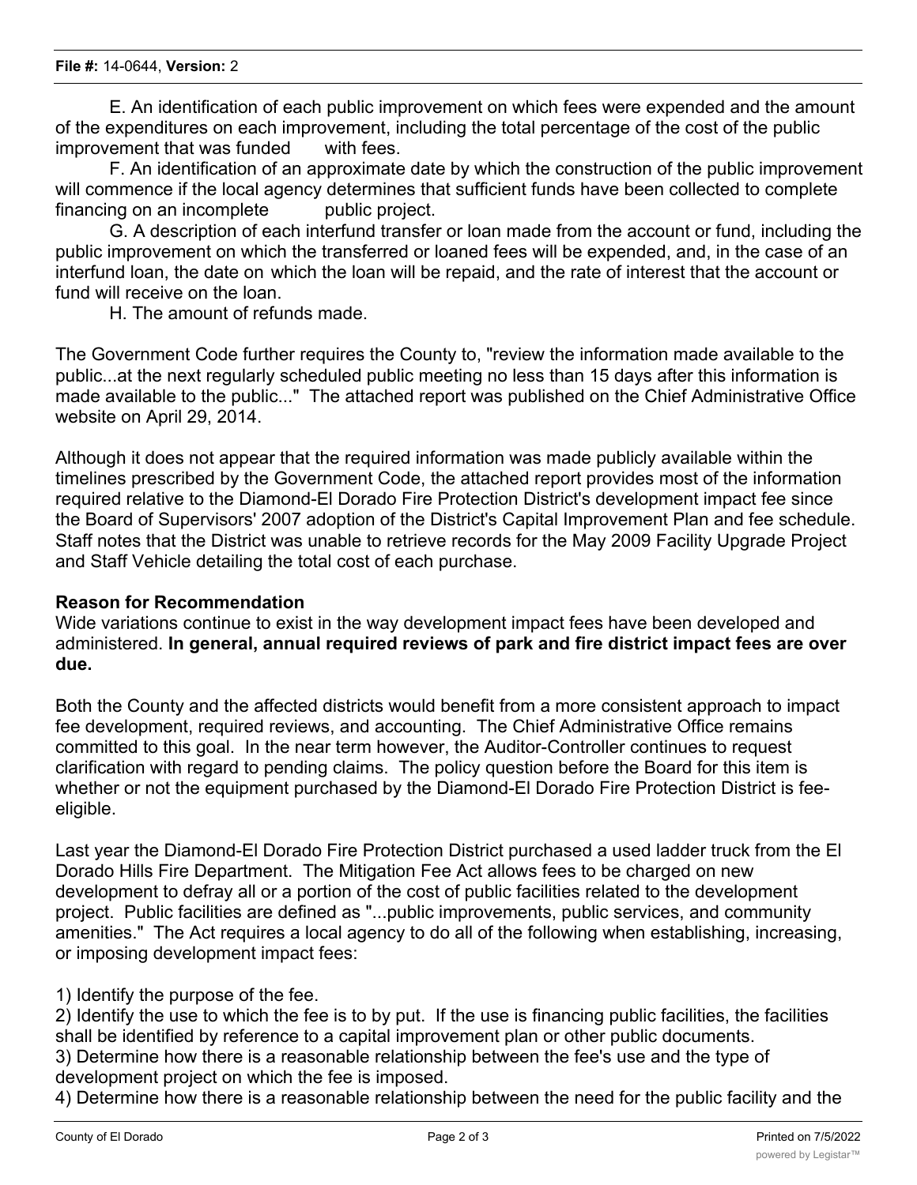E. An identification of each public improvement on which fees were expended and the amount of the expenditures on each improvement, including the total percentage of the cost of the public improvement that was funded with fees.

F. An identification of an approximate date by which the construction of the public improvement will commence if the local agency determines that sufficient funds have been collected to complete financing on an incomplete public project.

G. A description of each interfund transfer or loan made from the account or fund, including the public improvement on which the transferred or loaned fees will be expended, and, in the case of an interfund loan, the date on which the loan will be repaid, and the rate of interest that the account or fund will receive on the loan.

H. The amount of refunds made.

The Government Code further requires the County to, "review the information made available to the public...at the next regularly scheduled public meeting no less than 15 days after this information is made available to the public..." The attached report was published on the Chief Administrative Office website on April 29, 2014.

Although it does not appear that the required information was made publicly available within the timelines prescribed by the Government Code, the attached report provides most of the information required relative to the Diamond-El Dorado Fire Protection District's development impact fee since the Board of Supervisors' 2007 adoption of the District's Capital Improvement Plan and fee schedule. Staff notes that the District was unable to retrieve records for the May 2009 Facility Upgrade Project and Staff Vehicle detailing the total cost of each purchase.

**Reason for Recommendation**

Wide variations continue to exist in the way development impact fees have been developed and administered. **In general, annual required reviews of park and fire district impact fees are over due.**

Both the County and the affected districts would benefit from a more consistent approach to impact fee development, required reviews, and accounting. The Chief Administrative Office remains committed to this goal. In the near term however, the Auditor-Controller continues to request clarification with regard to pending claims. The policy question before the Board for this item is whether or not the equipment purchased by the Diamond-El Dorado Fire Protection District is fee-eligible.

Last year the Diamond-El Dorado Fire Protection District purchased a used ladder truck from the El Dorado Hills Fire Department. The Mitigation Fee Act allows fees to be charged on new development to defray all or a portion of the cost of public facilities related to the development project. Public facilities are defined as "...public improvements, public services, and community amenities." The Act requires a local agency to do all of the following when establishing, increasing, or imposing development impact fees:

1) Identify the purpose of the fee.
2) Identify the use to which the fee is to by put. If the use is financing public facilities, the facilities shall be identified by reference to a capital improvement plan or other public documents.
3) Determine how there is a reasonable relationship between the fee's use and the type of development project on which the fee is imposed.
4) Determine how there is a reasonable relationship between the need for the public facility and the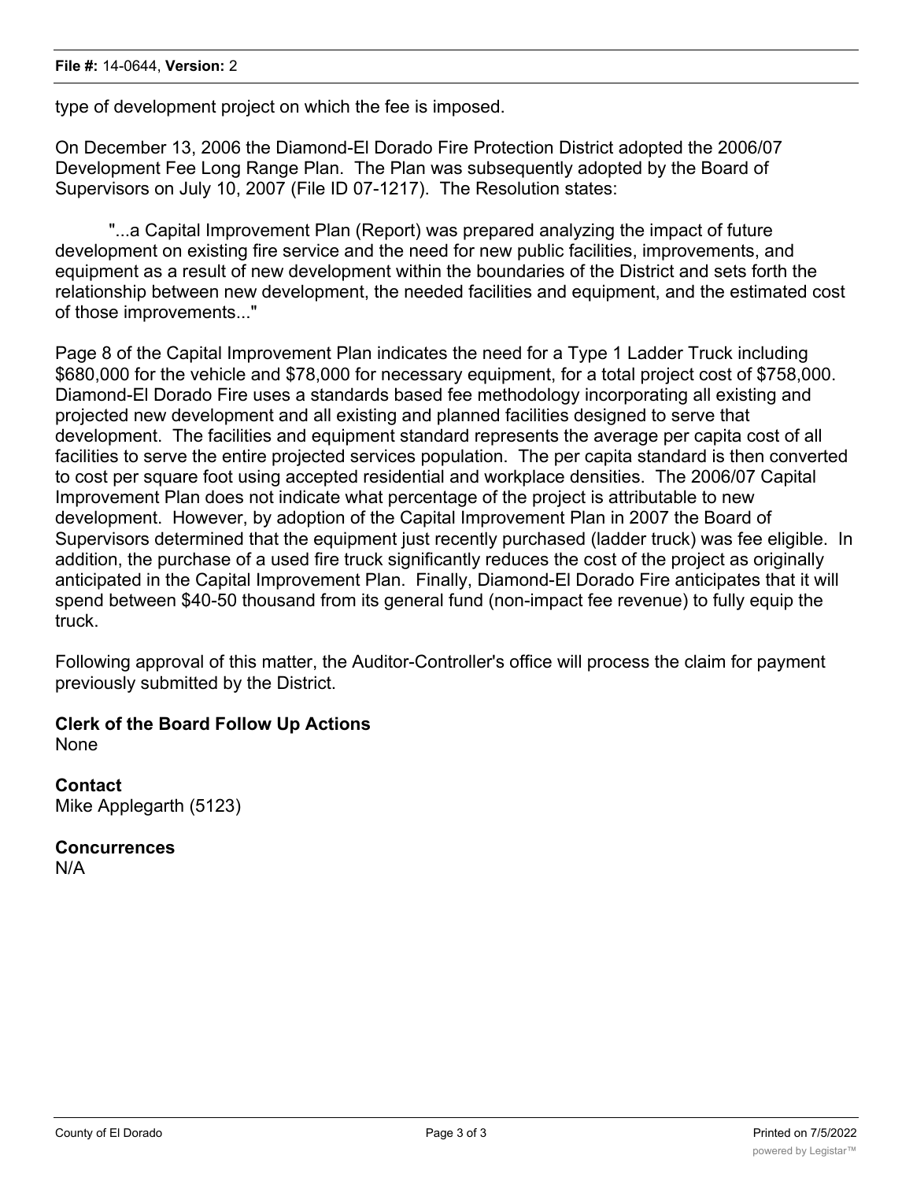type of development project on which the fee is imposed.

On December 13, 2006 the Diamond-El Dorado Fire Protection District adopted the 2006/07 Development Fee Long Range Plan. The Plan was subsequently adopted by the Board of Supervisors on July 10, 2007 (File ID 07-1217). The Resolution states:

> "...a Capital Improvement Plan (Report) was prepared analyzing the impact of future development on existing fire service and the need for new public facilities, improvements, and equipment as a result of new development within the boundaries of the District and sets forth the relationship between new development, the needed facilities and equipment, and the estimated cost of those improvements..."

Page 8 of the Capital Improvement Plan indicates the need for a Type 1 Ladder Truck including $680,000 for the vehicle and $78,000 for necessary equipment, for a total project cost of $758,000. Diamond-El Dorado Fire uses a standards based fee methodology incorporating all existing and projected new development and all existing and planned facilities designed to serve that development. The facilities and equipment standard represents the average per capita cost of all facilities to serve the entire projected services population. The per capita standard is then converted to cost per square foot using accepted residential and workplace densities. The 2006/07 Capital Improvement Plan does not indicate what percentage of the project is attributable to new development. However, by adoption of the Capital Improvement Plan in 2007 the Board of Supervisors determined that the equipment just recently purchased (ladder truck) was fee eligible. In addition, the purchase of a used fire truck significantly reduces the cost of the project as originally anticipated in the Capital Improvement Plan. Finally, Diamond-El Dorado Fire anticipates that it will spend between $40-50 thousand from its general fund (non-impact fee revenue) to fully equip the truck.

Following approval of this matter, the Auditor-Controller's office will process the claim for payment previously submitted by the District.

**Clerk of the Board Follow Up Actions**
None

**Contact**
Mike Applegarth (5123)

**Concurrences**
N/A